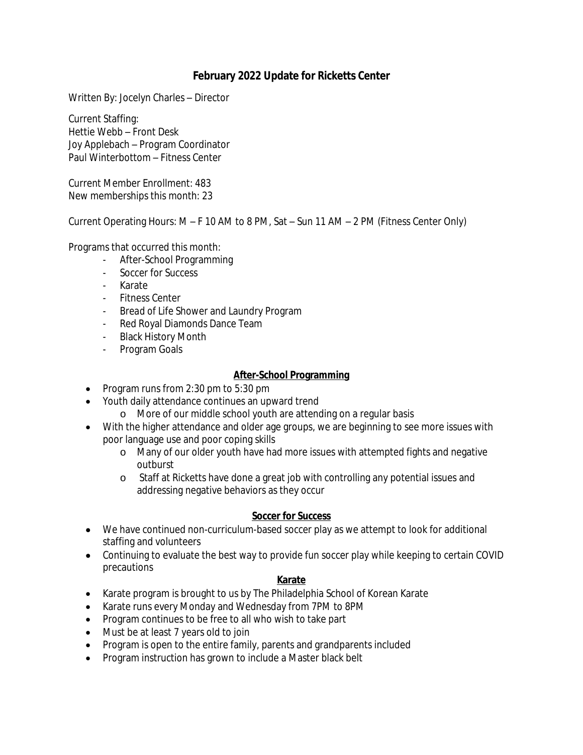# February 2022 Update for Ricketts Center

Written By: Jocelyn Charles – Director

Current Staffing:
Hettie Webb – Front Desk
Joy Applebach – Program Coordinator
Paul Winterbottom – Fitness Center

Current Member Enrollment: 483
New memberships this month: 23

Current Operating Hours: M – F 10 AM to 8 PM, Sat – Sun 11 AM – 2 PM (Fitness Center Only)

Programs that occurred this month:

- After-School Programming
- Soccer for Success
- Karate
- Fitness Center
- Bread of Life Shower and Laundry Program
- Red Royal Diamonds Dance Team
- Black History Month
- Program Goals

## After-School Programming

- Program runs from 2:30 pm to 5:30 pm
- Youth daily attendance continues an upward trend
  - More of our middle school youth are attending on a regular basis
- With the higher attendance and older age groups, we are beginning to see more issues with poor language use and poor coping skills
  - Many of our older youth have had more issues with attempted fights and negative outburst
  - Staff at Ricketts have done a great job with controlling any potential issues and addressing negative behaviors as they occur

## Soccer for Success

- We have continued non-curriculum-based soccer play as we attempt to look for additional staffing and volunteers
- Continuing to evaluate the best way to provide fun soccer play while keeping to certain COVID precautions

## Karate

- Karate program is brought to us by The Philadelphia School of Korean Karate
- Karate runs every Monday and Wednesday from 7PM to 8PM
- Program continues to be free to all who wish to take part
- Must be at least 7 years old to join
- Program is open to the entire family, parents and grandparents included
- Program instruction has grown to include a Master black belt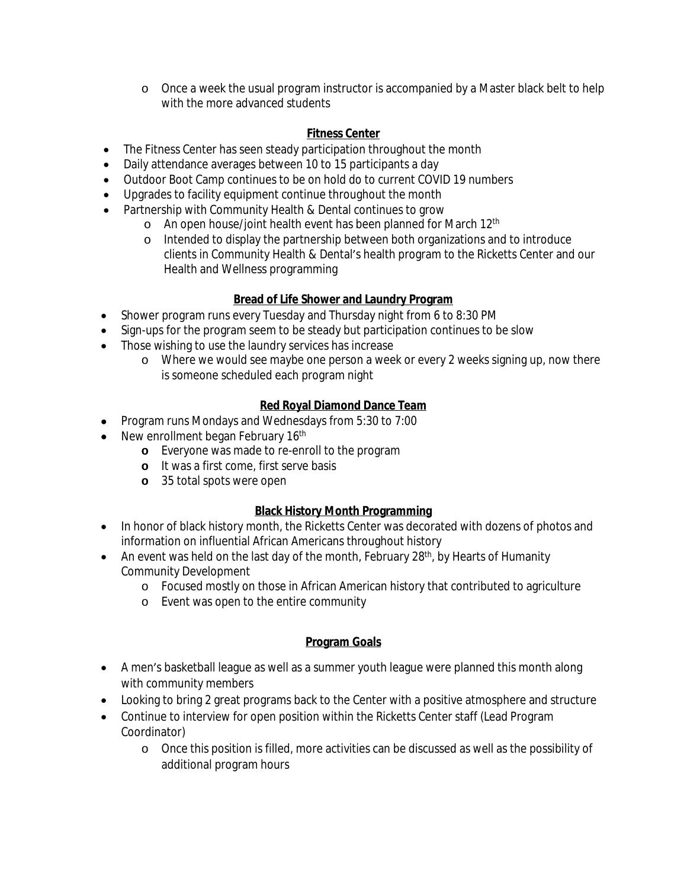- Once a week the usual program instructor is accompanied by a Master black belt to help with the more advanced students

**Fitness Center**

- The Fitness Center has seen steady participation throughout the month
- Daily attendance averages between 10 to 15 participants a day
- Outdoor Boot Camp continues to be on hold do to current COVID 19 numbers
- Upgrades to facility equipment continue throughout the month
- Partnership with Community Health & Dental continues to grow
  - An open house/joint health event has been planned for March 12th
  - Intended to display the partnership between both organizations and to introduce clients in Community Health & Dental's health program to the Ricketts Center and our Health and Wellness programming

**Bread of Life Shower and Laundry Program**

- Shower program runs every Tuesday and Thursday night from 6 to 8:30 PM
- Sign-ups for the program seem to be steady but participation continues to be slow
- Those wishing to use the laundry services has increase
  - Where we would see maybe one person a week or every 2 weeks signing up, now there is someone scheduled each program night

**Red Royal Diamond Dance Team**

- Program runs Mondays and Wednesdays from 5:30 to 7:00
- New enrollment began February 16th
  - Everyone was made to re-enroll to the program
  - It was a first come, first serve basis
  - 35 total spots were open

**Black History Month Programming**

- In honor of black history month, the Ricketts Center was decorated with dozens of photos and information on influential African Americans throughout history
- An event was held on the last day of the month, February 28th, by Hearts of Humanity Community Development
  - Focused mostly on those in African American history that contributed to agriculture
  - Event was open to the entire community

**Program Goals**

- A men's basketball league as well as a summer youth league were planned this month along with community members
- Looking to bring 2 great programs back to the Center with a positive atmosphere and structure
- Continue to interview for open position within the Ricketts Center staff (Lead Program Coordinator)
  - Once this position is filled, more activities can be discussed as well as the possibility of additional program hours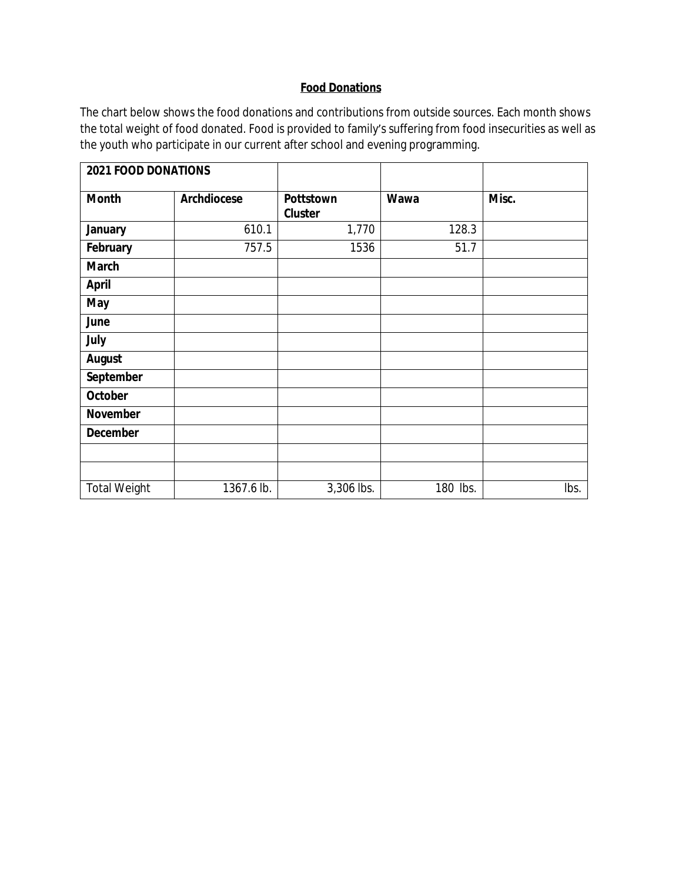**Food Donations**

The chart below shows the food donations and contributions from outside sources. Each month shows the total weight of food donated. Food is provided to family's suffering from food insecurities as well as the youth who participate in our current after school and evening programming.

| 2021 FOOD DONATIONS | | | | |
|---|---|---|---|---|
| **Month** | **Archdiocese** | **Pottstown Cluster** | **Wawa** | **Misc.** |
| **January** | 610.1 | 1,770 | 128.3 | |
| **February** | 757.5 | 1536 | 51.7 | |
| **March** | | | | |
| **April** | | | | |
| **May** | | | | |
| **June** | | | | |
| **July** | | | | |
| **August** | | | | |
| **September** | | | | |
| **October** | | | | |
| **November** | | | | |
| **December** | | | | |
| | | | | |
| | | | | |
| Total Weight | 1367.6 lb. | 3,306 lbs. | 180 lbs. | lbs. |